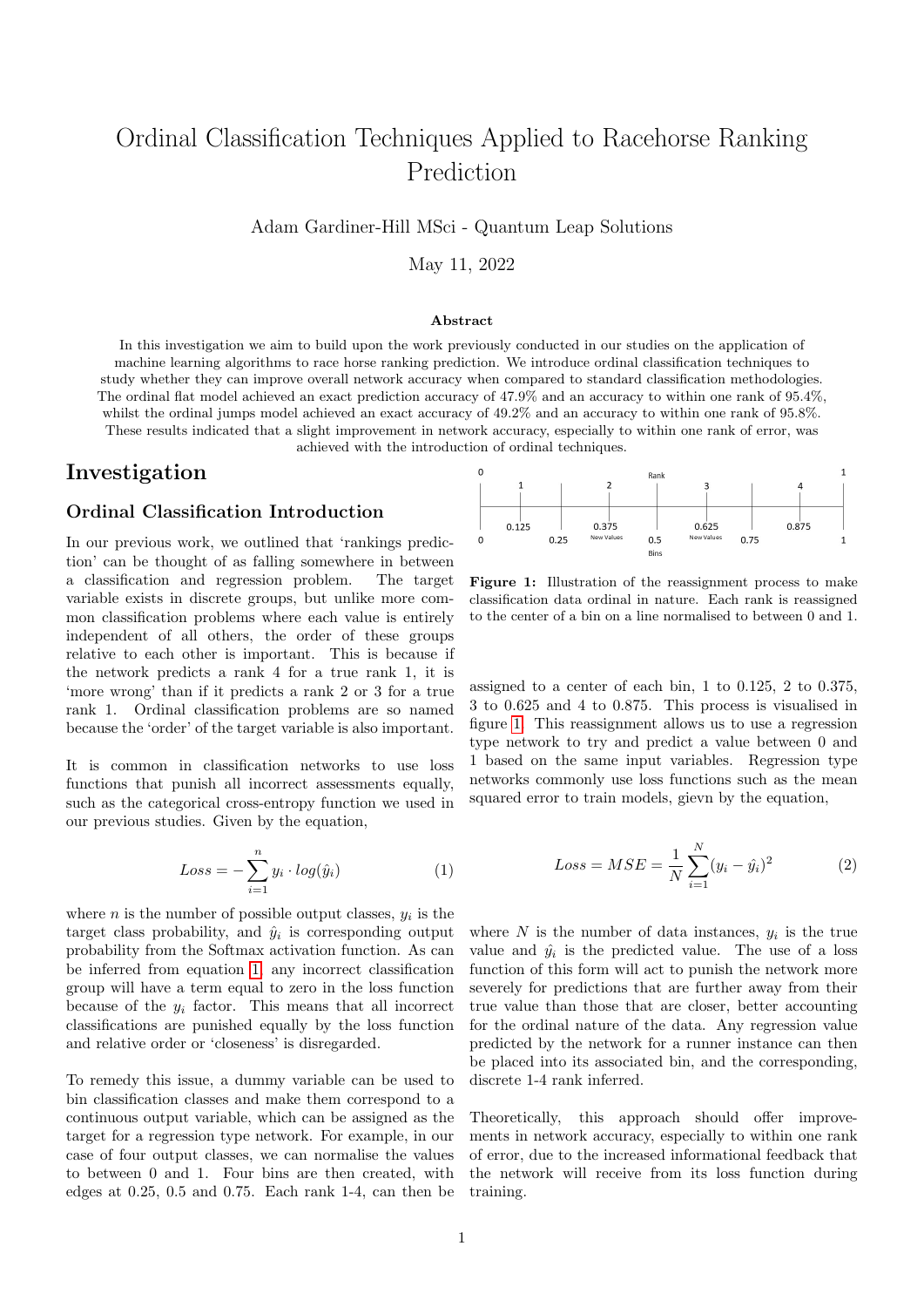# Ordinal Classification Techniques Applied to Racehorse Ranking Prediction

Adam Gardiner-Hill MSci - Quantum Leap Solutions

May 11, 2022

### Abstract

In this investigation we aim to build upon the work previously conducted in our studies on the application of machine learning algorithms to race horse ranking prediction. We introduce ordinal classification techniques to study whether they can improve overall network accuracy when compared to standard classification methodologies. The ordinal flat model achieved an exact prediction accuracy of 47.9% and an accuracy to within one rank of 95.4%, whilst the ordinal jumps model achieved an exact accuracy of 49.2% and an accuracy to within one rank of 95.8%. These results indicated that a slight improvement in network accuracy, especially to within one rank of error, was achieved with the introduction of ordinal techniques.

## Investigation

### Ordinal Classification Introduction

In our previous work, we outlined that 'rankings prediction' can be thought of as falling somewhere in between a classification and regression problem. The target variable exists in discrete groups, but unlike more common classification problems where each value is entirely independent of all others, the order of these groups relative to each other is important. This is because if the network predicts a rank 4 for a true rank 1, it is 'more wrong' than if it predicts a rank 2 or 3 for a true rank 1. Ordinal classification problems are so named because the 'order' of the target variable is also important.

It is common in classification networks to use loss functions that punish all incorrect assessments equally, such as the categorical cross-entropy function we used in our previous studies. Given by the equation,

$$Loss = -\sum_{i=1}^{n} y_i \cdot log(\hat{y}_i) \tag{1}$$

where $n$ is the number of possible output classes, $y_i$ is the target class probability, and $\hat{y}_i$ is corresponding output probability from the Softmax activation function. As can be inferred from equation 1, any incorrect classification group will have a term equal to zero in the loss function because of the $y_i$ factor. This means that all incorrect classifications are punished equally by the loss function and relative order or 'closeness' is disregarded.

To remedy this issue, a dummy variable can be used to bin classification classes and make them correspond to a continuous output variable, which can be assigned as the target for a regression type network. For example, in our case of four output classes, we can normalise the values to between 0 and 1. Four bins are then created, with edges at 0.25, 0.5 and 0.75. Each rank 1-4, can then be assigned to a center of each bin, 1 to 0.125, 2 to 0.375, 3 to 0.625 and 4 to 0.875. This process is visualised in figure 1. This reassignment allows us to use a regression type network to try and predict a value between 0 and 1 based on the same input variables. Regression type networks commonly use loss functions such as the mean squared error to train models, gievn by the equation,

**Figure 1:** Illustration of the reassignment process to make classification data ordinal in nature. Each rank is reassigned to the center of a bin on a line normalised to between 0 and 1.

$$Loss = MSE = \frac{1}{N}\sum_{i=1}^{N}(y_i - \hat{y}_i)^2 \tag{2}$$

where $N$ is the number of data instances, $y_i$ is the true value and $\hat{y}_i$ is the predicted value. The use of a loss function of this form will act to punish the network more severely for predictions that are further away from their true value than those that are closer, better accounting for the ordinal nature of the data. Any regression value predicted by the network for a runner instance can then be placed into its associated bin, and the corresponding, discrete 1-4 rank inferred.

Theoretically, this approach should offer improvements in network accuracy, especially to within one rank of error, due to the increased informational feedback that the network will receive from its loss function during training.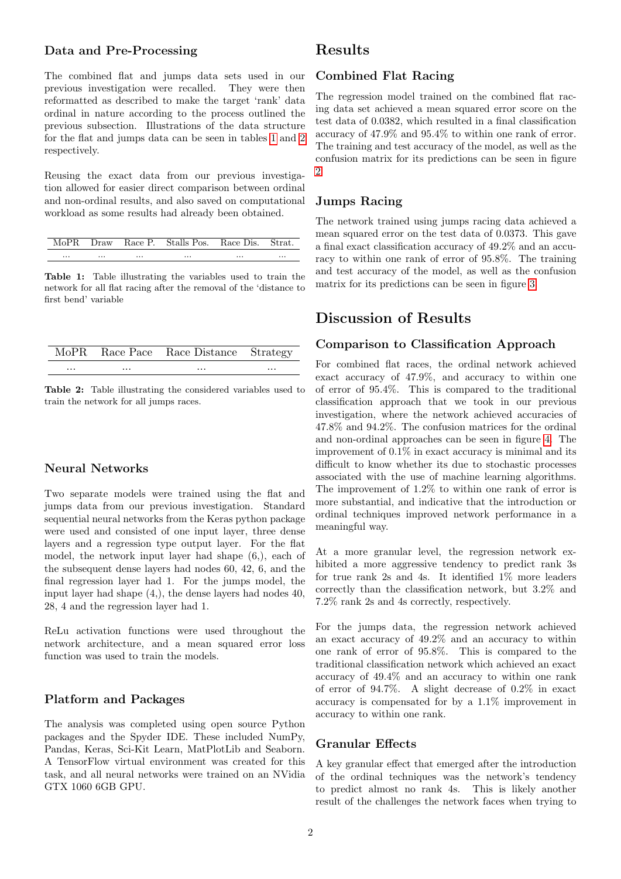### Data and Pre-Processing

The combined flat and jumps data sets used in our previous investigation were recalled. They were then reformatted as described to make the target 'rank' data ordinal in nature according to the process outlined the previous subsection. Illustrations of the data structure for the flat and jumps data can be seen in tables 1 and 2 respectively.

Reusing the exact data from our previous investigation allowed for easier direct comparison between ordinal and non-ordinal results, and also saved on computational workload as some results had already been obtained.

| MoPR | Draw | Race P. | Stalls Pos. | Race Dis. | Strat. |
|---|---|---|---|---|---|
| ... | ... | ... | ... | ... | ... |

**Table 1:** Table illustrating the variables used to train the network for all flat racing after the removal of the 'distance to first bend' variable

| MoPR | Race Pace | Race Distance | Strategy |
|---|---|---|---|
| ... | ... | ... | ... |

**Table 2:** Table illustrating the considered variables used to train the network for all jumps races.

### Neural Networks

Two separate models were trained using the flat and jumps data from our previous investigation. Standard sequential neural networks from the Keras python package were used and consisted of one input layer, three dense layers and a regression type output layer. For the flat model, the network input layer had shape (6,), each of the subsequent dense layers had nodes 60, 42, 6, and the final regression layer had 1. For the jumps model, the input layer had shape (4,), the dense layers had nodes 40, 28, 4 and the regression layer had 1.

ReLu activation functions were used throughout the network architecture, and a mean squared error loss function was used to train the models.

### Platform and Packages

The analysis was completed using open source Python packages and the Spyder IDE. These included NumPy, Pandas, Keras, Sci-Kit Learn, MatPlotLib and Seaborn. A TensorFlow virtual environment was created for this task, and all neural networks were trained on an NVidia GTX 1060 6GB GPU.

## Results

### Combined Flat Racing

The regression model trained on the combined flat racing data set achieved a mean squared error score on the test data of 0.0382, which resulted in a final classification accuracy of 47.9% and 95.4% to within one rank of error. The training and test accuracy of the model, as well as the confusion matrix for its predictions can be seen in figure 2.

### Jumps Racing

The network trained using jumps racing data achieved a mean squared error on the test data of 0.0373. This gave a final exact classification accuracy of 49.2% and an accuracy to within one rank of error of 95.8%. The training and test accuracy of the model, as well as the confusion matrix for its predictions can be seen in figure 3.

## Discussion of Results

### Comparison to Classification Approach

For combined flat races, the ordinal network achieved exact accuracy of 47.9%, and accuracy to within one of error of 95.4%. This is compared to the traditional classification approach that we took in our previous investigation, where the network achieved accuracies of 47.8% and 94.2%. The confusion matrices for the ordinal and non-ordinal approaches can be seen in figure 4. The improvement of 0.1% in exact accuracy is minimal and its difficult to know whether its due to stochastic processes associated with the use of machine learning algorithms. The improvement of 1.2% to within one rank of error is more substantial, and indicative that the introduction or ordinal techniques improved network performance in a meaningful way.

At a more granular level, the regression network exhibited a more aggressive tendency to predict rank 3s for true rank 2s and 4s. It identified 1% more leaders correctly than the classification network, but 3.2% and 7.2% rank 2s and 4s correctly, respectively.

For the jumps data, the regression network achieved an exact accuracy of 49.2% and an accuracy to within one rank of error of 95.8%. This is compared to the traditional classification network which achieved an exact accuracy of 49.4% and an accuracy to within one rank of error of 94.7%. A slight decrease of 0.2% in exact accuracy is compensated for by a 1.1% improvement in accuracy to within one rank.

### Granular Effects

A key granular effect that emerged after the introduction of the ordinal techniques was the network's tendency to predict almost no rank 4s. This is likely another result of the challenges the network faces when trying to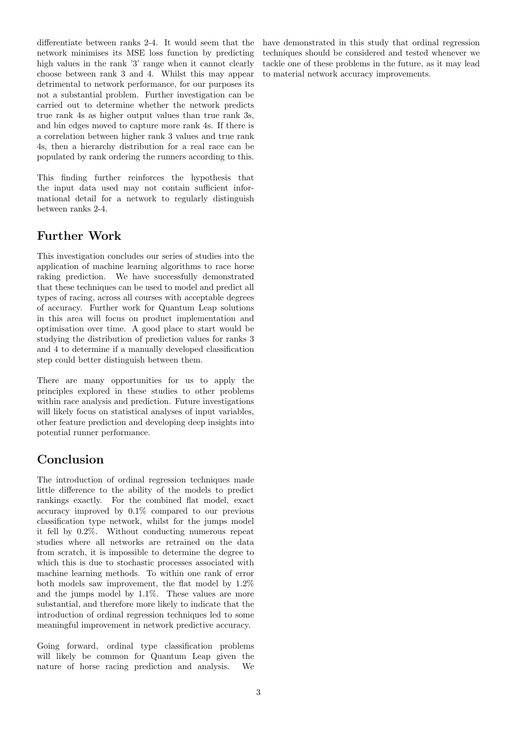differentiate between ranks 2-4. It would seem that the network minimises its MSE loss function by predicting high values in the rank '3' range when it cannot clearly choose between rank 3 and 4. Whilst this may appear detrimental to network performance, for our purposes its not a substantial problem. Further investigation can be carried out to determine whether the network predicts true rank 4s as higher output values than true rank 3s, and bin edges moved to capture more rank 4s. If there is a correlation between higher rank 3 values and true rank 4s, then a hierarchy distribution for a real race can be populated by rank ordering the runners according to this.

This finding further reinforces the hypothesis that the input data used may not contain sufficient informational detail for a network to regularly distinguish between ranks 2-4.

## Further Work

This investigation concludes our series of studies into the application of machine learning algorithms to race horse raking prediction. We have successfully demonstrated that these techniques can be used to model and predict all types of racing, across all courses with acceptable degrees of accuracy. Further work for Quantum Leap solutions in this area will focus on product implementation and optimisation over time. A good place to start would be studying the distribution of prediction values for ranks 3 and 4 to determine if a manually developed classification step could better distinguish between them.

There are many opportunities for us to apply the principles explored in these studies to other problems within race analysis and prediction. Future investigations will likely focus on statistical analyses of input variables, other feature prediction and developing deep insights into potential runner performance.

## Conclusion

The introduction of ordinal regression techniques made little difference to the ability of the models to predict rankings exactly. For the combined flat model, exact accuracy improved by 0.1% compared to our previous classification type network, whilst for the jumps model it fell by 0.2%. Without conducting numerous repeat studies where all networks are retrained on the data from scratch, it is impossible to determine the degree to which this is due to stochastic processes associated with machine learning methods. To within one rank of error both models saw improvement, the flat model by 1.2% and the jumps model by 1.1%. These values are more substantial, and therefore more likely to indicate that the introduction of ordinal regression techniques led to some meaningful improvement in network predictive accuracy.

Going forward, ordinal type classification problems will likely be common for Quantum Leap given the nature of horse racing prediction and analysis. We have demonstrated in this study that ordinal regression techniques should be considered and tested whenever we tackle one of these problems in the future, as it may lead to material network accuracy improvements.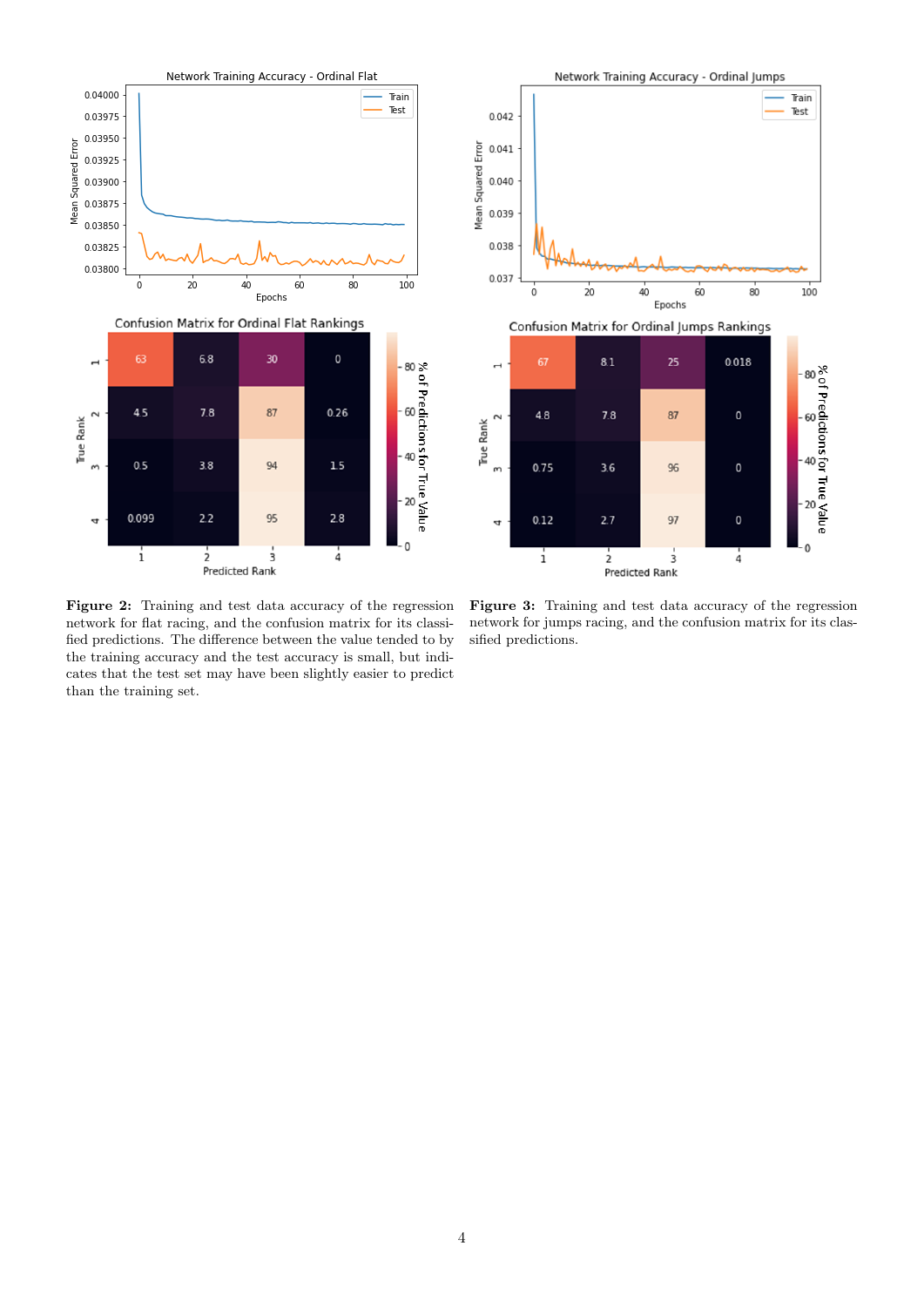**Figure 2:** Training and test data accuracy of the regression network for flat racing, and the confusion matrix for its classified predictions. The difference between the value tended to by the training accuracy and the test accuracy is small, but indicates that the test set may have been slightly easier to predict than the training set.

**Figure 3:** Training and test data accuracy of the regression network for jumps racing, and the confusion matrix for its classified predictions.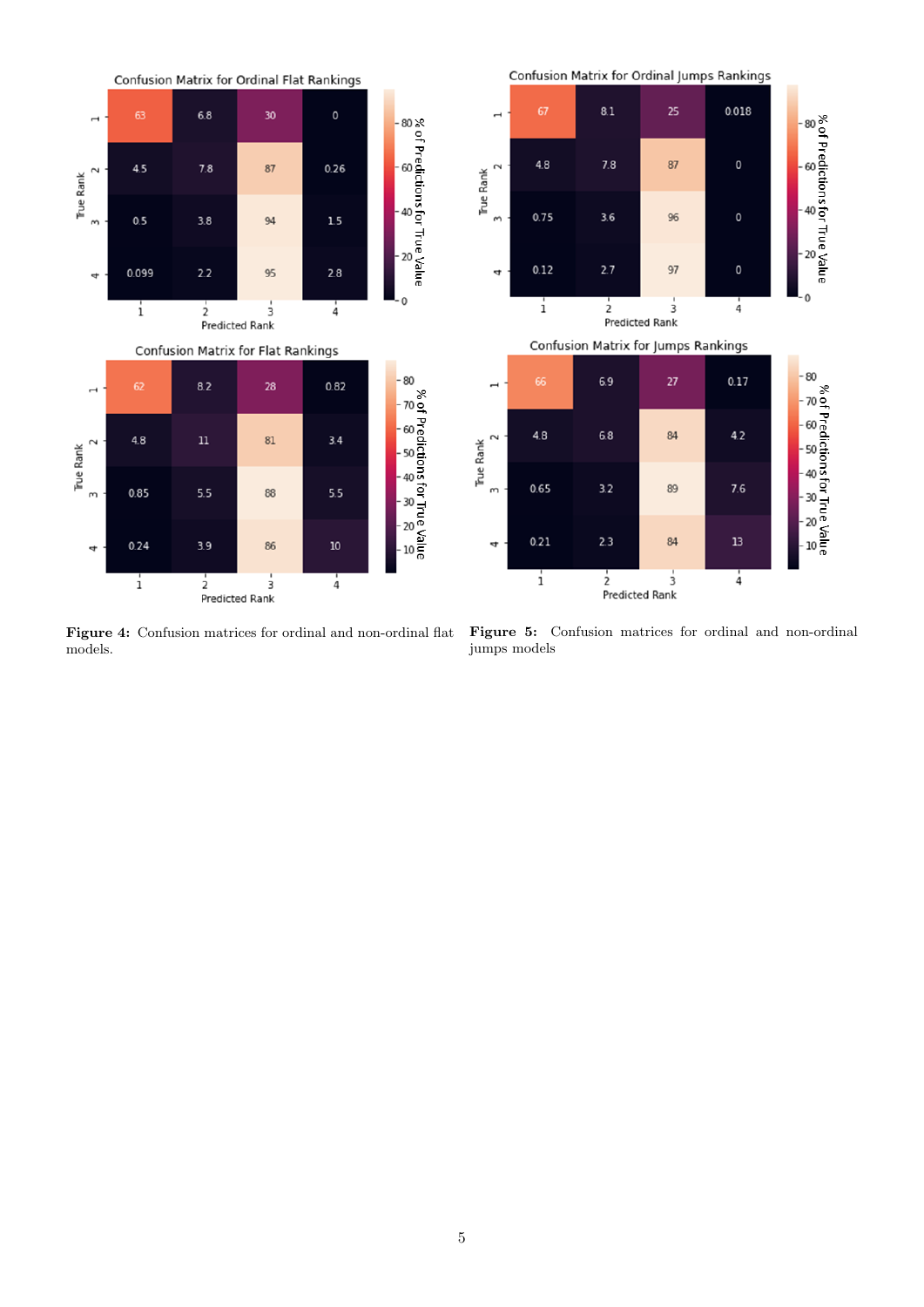Confusion Matrix for Ordinal Flat Rankings

True Rank

1: 63 6.8 30 0

2: 4.5 7.8 87 0.26

3: 0.5 3.8 94 1.5

4: 0.099 2.2 95 2.8

Predicted Rank

1 2 3 4

% of Predictions for True Value

0 20 40 60 80

Confusion Matrix for Ordinal Jumps Rankings

True Rank

1: 67 8.1 25 0.018

2: 4.8 7.8 87 0

3: 0.75 3.6 96 0

4: 0.12 2.7 97 0

Predicted Rank

1 2 3 4

% of Predictions for True Value

0 20 40 60 80

Confusion Matrix for Flat Rankings

True Rank

1: 62 8.2 28 0.82

2: 4.8 11 81 3.4

3: 0.85 5.5 88 5.5

4: 0.24 3.9 86 10

Predicted Rank

1 2 3 4

% of Predictions for True Value

10 20 30 40 50 60 70 80

Confusion Matrix for Jumps Rankings

True Rank

1: 66 6.9 27 0.17

2: 4.8 6.8 84 4.2

3: 0.65 3.2 89 7.6

4: 0.21 2.3 84 13

Predicted Rank

1 2 3 4

% of Predictions for True Value

10 20 30 40 50 60 70 80

**Figure 4:** Confusion matrices for ordinal and non-ordinal flat models.

**Figure 5:** Confusion matrices for ordinal and non-ordinal jumps models